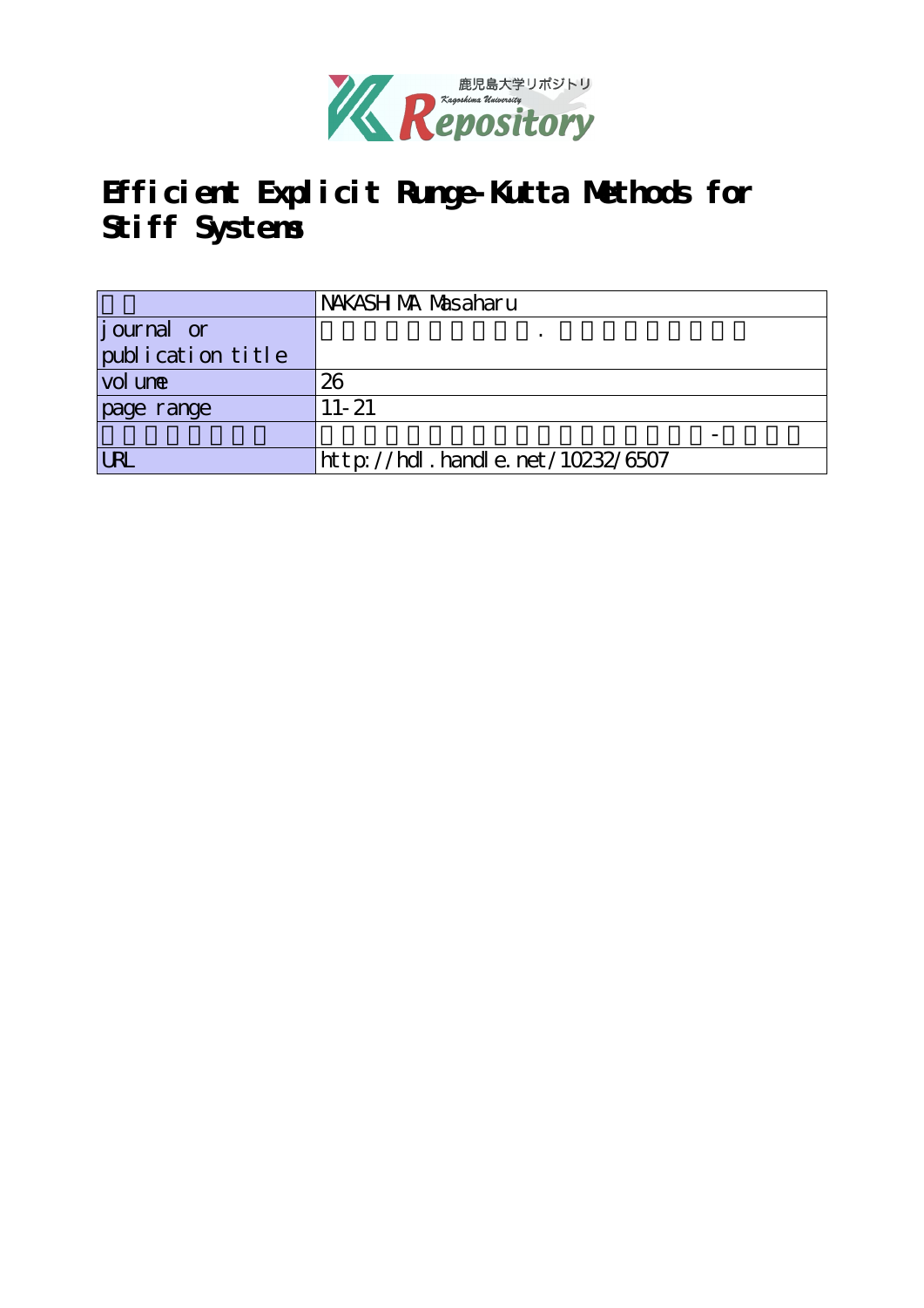# Efficient Explicit Runge-Kutta Methods for Stiff Systems

| | |
|---|---|
| | NAKASHIMA Masaharu |
| journal or publication title | . |
| volume | 26 |
| page range | 11-21 |
| | - |
| URL | http://hdl.handle.net/10232/6507 |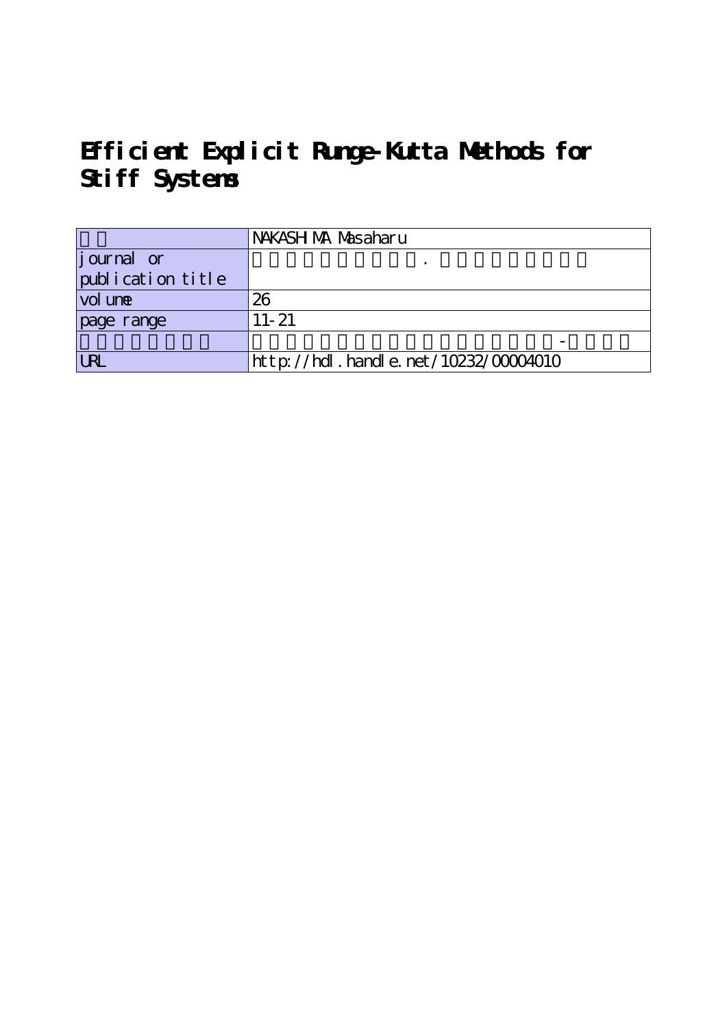# Efficient Explicit Runge-Kutta Methods for Stiff Systems

| | NAKASHIMA Masaharu |
|---|---|
| journal or publication title | . |
| volume | 26 |
| page range | 11-21 |
| | - |
| URL | http://hdl.handle.net/10232/00004010 |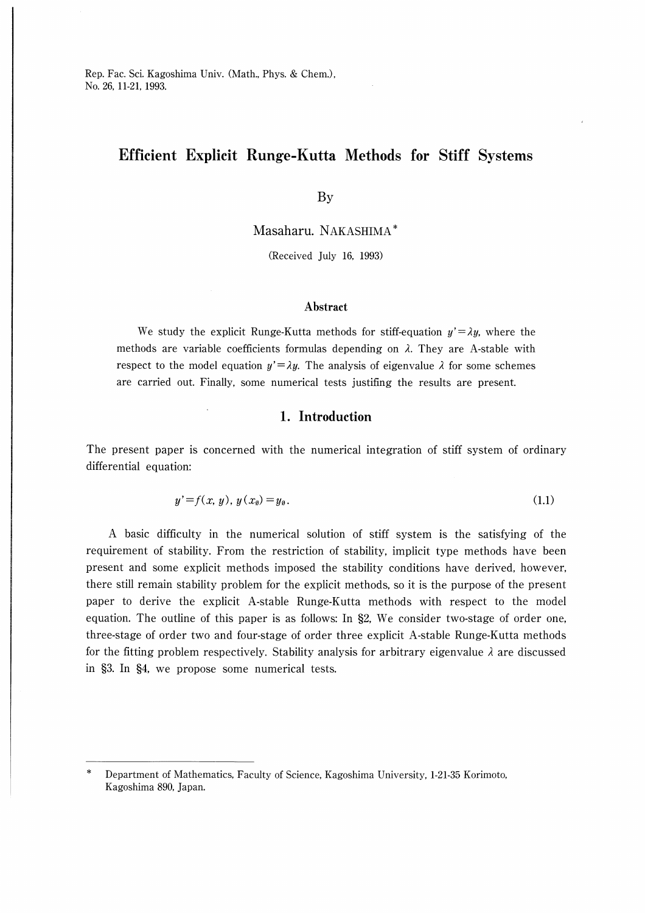# Efficient Explicit Runge-Kutta Methods for Stiff Systems

By

Masaharu. NAKASHIMA*

(Received July 16, 1993)

### Abstract

We study the explicit Runge-Kutta methods for stiff-equation $y'=\lambda y$, where the methods are variable coefficients formulas depending on $\lambda$. They are A-stable with respect to the model equation $y'=\lambda y$. The analysis of eigenvalue $\lambda$ for some schemes are carried out. Finally, some numerical tests justifing the results are present.

## 1. Introduction

The present paper is concerned with the numerical integration of stiff system of ordinary differential equation:

$$y'=f(x,\ y),\ y(x_0)=y_0. \tag{1.1}$$

A basic difficulty in the numerical solution of stiff system is the satisfying of the requirement of stability. From the restriction of stability, implicit type methods have been present and some explicit methods imposed the stability conditions have derived, however, there still remain stability problem for the explicit methods, so it is the purpose of the present paper to derive the explicit A-stable Runge-Kutta methods with respect to the model equation. The outline of this paper is as follows: In §2, We consider two-stage of order one, three-stage of order two and four-stage of order three explicit A-stable Runge-Kutta methods for the fitting problem respectively. Stability analysis for arbitrary eigenvalue $\lambda$ are discussed in §3. In §4, we propose some numerical tests.

---

\* Department of Mathematics, Faculty of Science, Kagoshima University, 1-21-35 Korimoto, Kagoshima 890, Japan.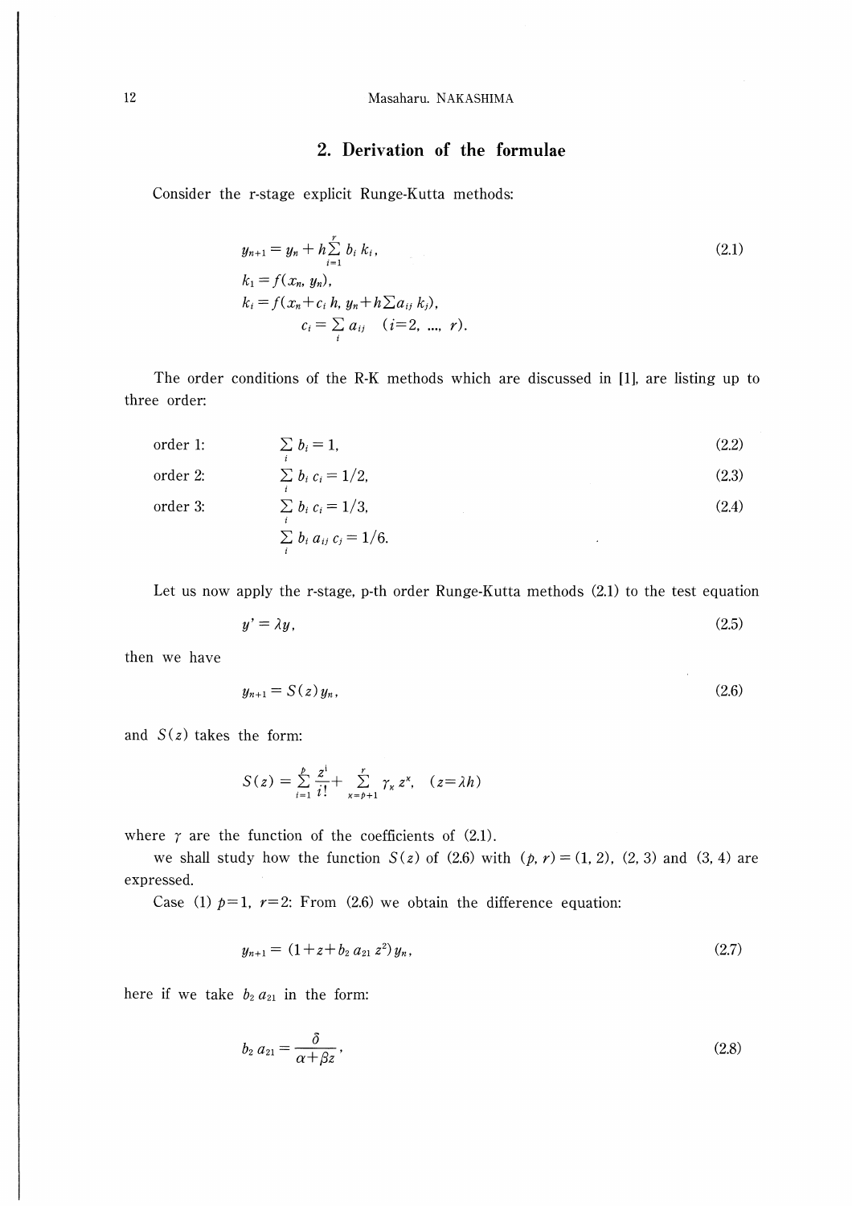## 2. Derivation of the formulae

Consider the r-stage explicit Runge-Kutta methods:

$$
\begin{aligned}
&y_{n+1} = y_n + h\sum_{i=1}^{r} b_i\, k_i, \qquad (2.1)\\
&k_1 = f(x_n, y_n),\\
&k_i = f(x_n + c_i\, h,\ y_n + h\sum a_{ij}\, k_j),\\
&\qquad c_i = \sum_{i} a_{ij} \quad (i=2, \ldots, r).
\end{aligned}
$$

The order conditions of the R-K methods which are discussed in [1], are listing up to three order:

$$
\begin{aligned}
&\text{order 1:} \quad \sum_i b_i = 1, && (2.2)\\
&\text{order 2:} \quad \sum_i b_i\, c_i = 1/2, && (2.3)\\
&\text{order 3:} \quad \sum_i b_i\, c_i = 1/3, && (2.4)\\
&\qquad\qquad\ \ \sum_i b_i\, a_{ij}\, c_j = 1/6.
\end{aligned}
$$

Let us now apply the r-stage, p-th order Runge-Kutta methods (2.1) to the test equation

$$
y' = \lambda y, \qquad (2.5)
$$

then we have

$$
y_{n+1} = S(z)\, y_n, \qquad (2.6)
$$

and $S(z)$ takes the form:

$$
S(z) = \sum_{i=1}^{p} \frac{z^i}{i!} + \sum_{\kappa=p+1}^{r} \gamma_\kappa\, z^\kappa, \quad (z=\lambda h)
$$

where $\gamma$ are the function of the coefficients of (2.1).

we shall study how the function $S(z)$ of (2.6) with $(p, r) = (1, 2)$, $(2, 3)$ and $(3, 4)$ are expressed.

Case (1) $p=1$, $r=2$: From (2.6) we obtain the difference equation:

$$
y_{n+1} = (1 + z + b_2\, a_{21}\, z^2)\, y_n, \qquad (2.7)
$$

here if we take $b_2\, a_{21}$ in the form:

$$
b_2\, a_{21} = \frac{\delta}{\alpha + \beta z}, \qquad (2.8)
$$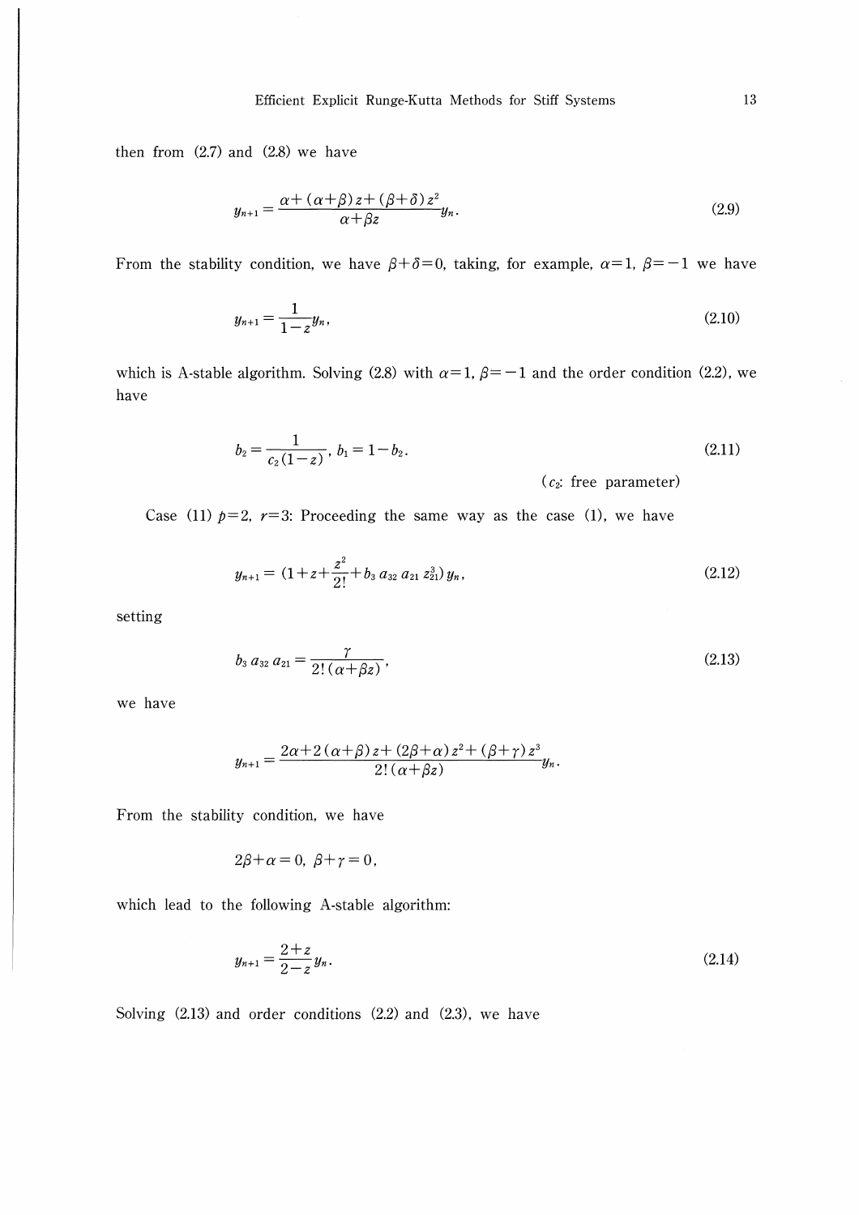then from (2.7) and (2.8) we have

$$y_{n+1}=\frac{\alpha+(\alpha+\beta)z+(\beta+\delta)z^2}{\alpha+\beta z}y_n. \tag{2.9}$$

From the stability condition, we have $\beta+\delta=0$, taking, for example, $\alpha=1$, $\beta=-1$ we have

$$y_{n+1}=\frac{1}{1-z}y_n, \tag{2.10}$$

which is A-stable algorithm. Solving (2.8) with $\alpha=1$, $\beta=-1$ and the order condition (2.2), we have

$$b_2=\frac{1}{c_2(1-z)},\ b_1=1-b_2. \tag{2.11}$$

($c_2$: free parameter)

Case (11) $p=2$, $r=3$: Proceeding the same way as the case (1), we have

$$y_{n+1}=(1+z+\frac{z^2}{2!}+b_3\,a_{32}\,a_{21}\,z_{21}^3)\,y_n, \tag{2.12}$$

setting

$$b_3\,a_{32}\,a_{21}=\frac{\gamma}{2!(\alpha+\beta z)}, \tag{2.13}$$

we have

$$y_{n+1}=\frac{2\alpha+2(\alpha+\beta)z+(2\beta+\alpha)z^2+(\beta+\gamma)z^3}{2!(\alpha+\beta z)}y_n.$$

From the stability condition, we have

$$2\beta+\alpha=0,\ \beta+\gamma=0,$$

which lead to the following A-stable algorithm:

$$y_{n+1}=\frac{2+z}{2-z}y_n. \tag{2.14}$$

Solving (2.13) and order conditions (2.2) and (2.3), we have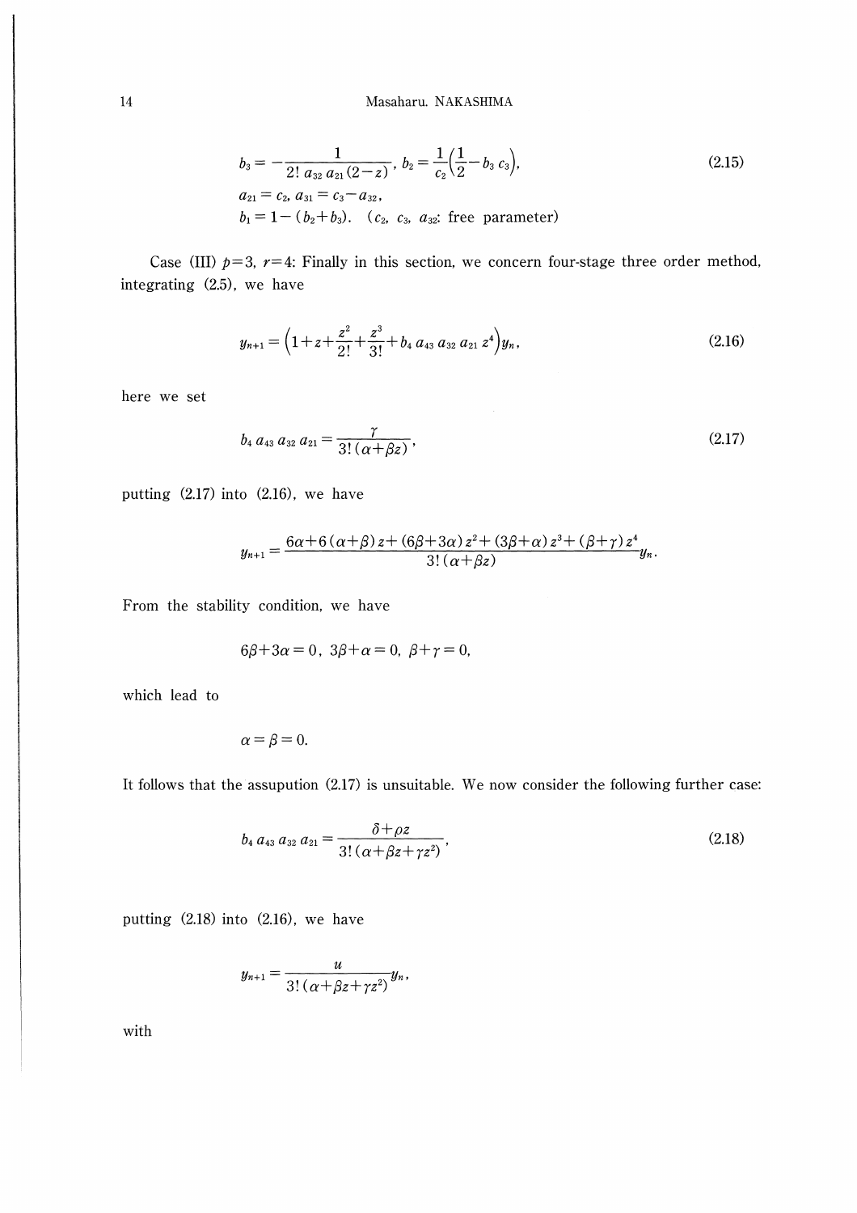$$b_3 = -\frac{1}{2!\, a_{32}\, a_{21}\,(2-z)}, \; b_2 = \frac{1}{c_2}\Big(\frac{1}{2} - b_3\, c_3\Big), \tag{2.15}$$

$$a_{21} = c_2,\; a_{31} = c_3 - a_{32},$$

$$b_1 = 1-(b_2+b_3). \quad (c_2,\; c_3,\; a_{32}\text{: free parameter})$$

Case (III) $p=3$, $r=4$: Finally in this section, we concern four-stage three order method, integrating (2.5), we have

$$y_{n+1} = \Big(1+z+\frac{z^2}{2!}+\frac{z^3}{3!}+b_4\, a_{43}\, a_{32}\, a_{21}\, z^4\Big) y_n, \tag{2.16}$$

here we set

$$b_4\, a_{43}\, a_{32}\, a_{21} = \frac{\gamma}{3!\,(\alpha+\beta z)}, \tag{2.17}$$

putting (2.17) into (2.16), we have

$$y_{n+1} = \frac{6\alpha+6(\alpha+\beta)z+(6\beta+3\alpha)z^2+(3\beta+\alpha)z^3+(\beta+\gamma)z^4}{3!\,(\alpha+\beta z)} y_n.$$

From the stability condition, we have

$$6\beta+3\alpha=0,\; 3\beta+\alpha=0,\; \beta+\gamma=0,$$

which lead to

$$\alpha=\beta=0.$$

It follows that the assupution (2.17) is unsuitable. We now consider the following further case:

$$b_4\, a_{43}\, a_{32}\, a_{21} = \frac{\delta+\rho z}{3!\,(\alpha+\beta z+\gamma z^2)}, \tag{2.18}$$

putting (2.18) into (2.16), we have

$$y_{n+1} = \frac{u}{3!\,(\alpha+\beta z+\gamma z^2)} y_n,$$

with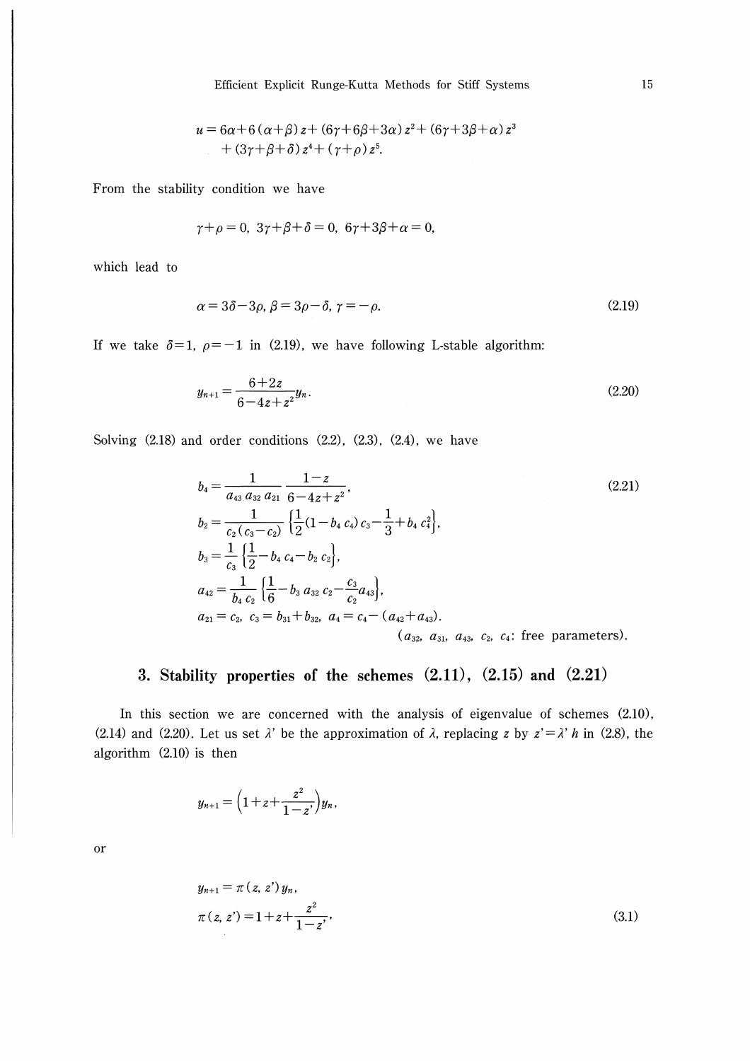$$
\begin{aligned}
u = {} & 6\alpha+6(\alpha+\beta)z+(6\gamma+6\beta+3\alpha)z^2+(6\gamma+3\beta+\alpha)z^3 \\
& +(3\gamma+\beta+\delta)z^4+(\gamma+\rho)z^5.
\end{aligned}
$$

From the stability condition we have

$$
\gamma+\rho=0,\ 3\gamma+\beta+\delta=0,\ 6\gamma+3\beta+\alpha=0,
$$

which lead to

$$
\alpha=3\delta-3\rho,\ \beta=3\rho-\delta,\ \gamma=-\rho. \tag{2.19}
$$

If we take $\delta=1$, $\rho=-1$ in (2.19), we have following L-stable algorithm:

$$
y_{n+1}=\frac{6+2z}{6-4z+z^2}y_n. \tag{2.20}
$$

Solving (2.18) and order conditions (2.2), (2.3), (2.4), we have

$$
\begin{aligned}
b_4 &= \frac{1}{a_{43}\,a_{32}\,a_{21}}\,\frac{1-z}{6-4z+z^2}, \qquad (2.21)\\
b_2 &= \frac{1}{c_2(c_3-c_2)}\left\{\frac{1}{2}(1-b_4\,c_4)\,c_3-\frac{1}{3}+b_4\,c_4^2\right\},\\
b_3 &= \frac{1}{c_3}\left\{\frac{1}{2}-b_4\,c_4-b_2\,c_2\right\},\\
a_{42} &= \frac{1}{b_4\,c_2}\left\{\frac{1}{6}-b_3\,a_{32}\,c_2-\frac{c_3}{c_2}a_{43}\right\},\\
a_{21} &= c_2,\ c_3=b_{31}+b_{32},\ a_4=c_4-(a_{42}+a_{43}).
\end{aligned}
$$

($a_{32}$, $a_{31}$, $a_{43}$, $c_2$, $c_4$: free parameters).

## 3. Stability properties of the schemes (2.11), (2.15) and (2.21)

In this section we are concerned with the analysis of eigenvalue of schemes (2.10), (2.14) and (2.20). Let us set $\lambda'$ be the approximation of $\lambda$, replacing $z$ by $z'=\lambda' h$ in (2.8), the algorithm (2.10) is then

$$
y_{n+1}=\left(1+z+\frac{z^2}{1-z'}\right)y_n,
$$

or

$$
\begin{aligned}
y_{n+1} &= \pi(z,z')\,y_n,\\
\pi(z,z') &= 1+z+\frac{z^2}{1-z'},
\end{aligned} \tag{3.1}
$$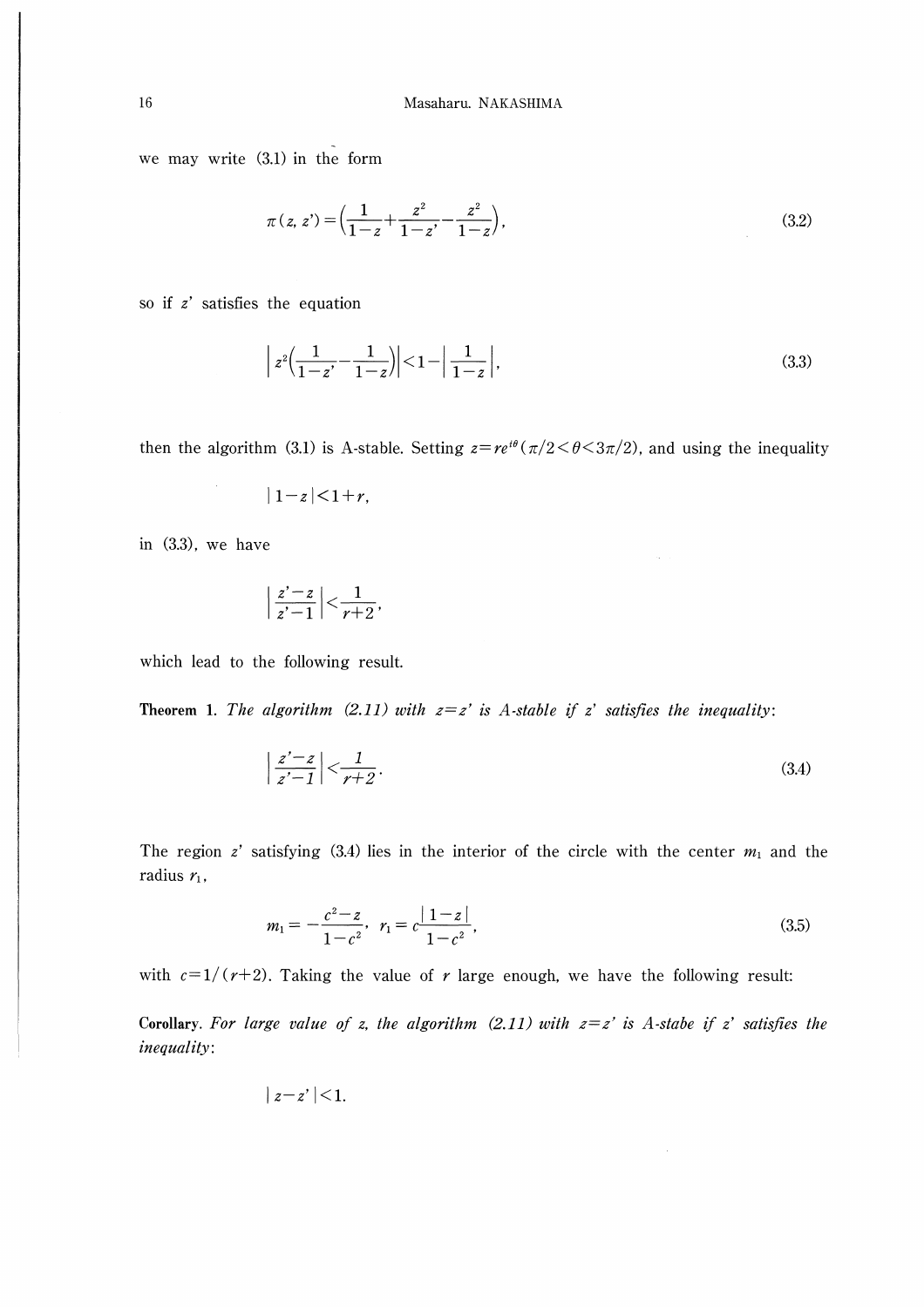we may write (3.1) in the form

$$\pi(z, z') = \left(\frac{1}{1-z} + \frac{z^2}{1-z'} - \frac{z^2}{1-z}\right), \tag{3.2}$$

so if $z'$ satisfies the equation

$$\left| z^2\left(\frac{1}{1-z'} - \frac{1}{1-z}\right)\right| < 1 - \left|\frac{1}{1-z}\right|, \tag{3.3}$$

then the algorithm (3.1) is A-stable. Setting $z = re^{i\theta}$ $(\pi/2 < \theta < 3\pi/2)$, and using the inequality

$$|1-z| < 1+r,$$

in (3.3), we have

$$\left|\frac{z'-z}{z'-1}\right| < \frac{1}{r+2},$$

which lead to the following result.

**Theorem 1.** *The algorithm (2.11) with $z = z'$ is A-stable if $z'$ satisfies the inequality*:

$$\left|\frac{z'-z}{z'-1}\right| < \frac{1}{r+2}. \tag{3.4}$$

The region $z'$ satisfying (3.4) lies in the interior of the circle with the center $m_1$ and the radius $r_1$,

$$m_1 = -\frac{c^2 - z}{1-c^2}, \quad r_1 = c\frac{|1-z|}{1-c^2}, \tag{3.5}$$

with $c = 1/(r+2)$. Taking the value of $r$ large enough, we have the following result:

**Corollary.** *For large value of $z$, the algorithm (2.11) with $z = z'$ is A-stabe if $z'$ satisfies the inequality*:

$$|z - z'| < 1.$$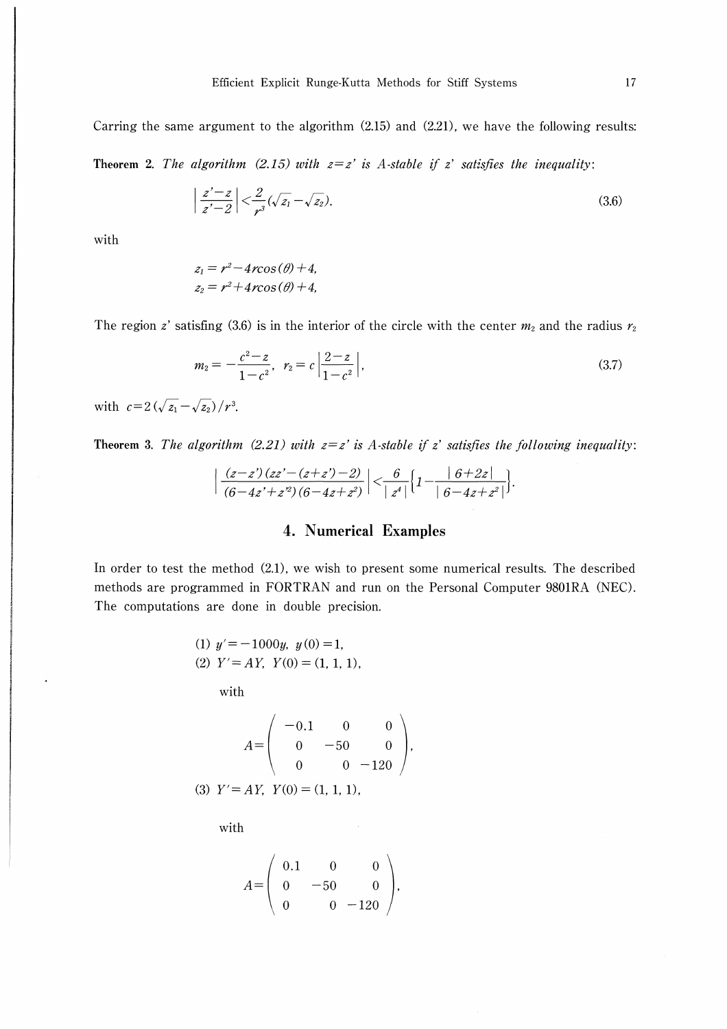Carring the same argument to the algorithm (2.15) and (2.21), we have the following results:

**Theorem 2.** *The algorithm (2.15) with $z=z'$ is A-stable if $z'$ satisfies the inequality*:

$$\left|\frac{z'-z}{z'-2}\right|<\frac{2}{r^3}(\sqrt{z_1}-\sqrt{z_2}). \tag{3.6}$$

with

$$z_1 = r^2-4r\cos(\theta)+4,$$
$$z_2 = r^2+4r\cos(\theta)+4,$$

The region $z'$ satisfing (3.6) is in the interior of the circle with the center $m_2$ and the radius $r_2$

$$m_2=-\frac{c^2-z}{1-c^2},\quad r_2=c\left|\frac{2-z}{1-c^2}\right|, \tag{3.7}$$

with $c=2(\sqrt{z_1}-\sqrt{z_2})/r^3$.

**Theorem 3.** *The algorithm (2.21) with $z=z'$ is A-stable if $z'$ satisfies the following inequality*:

$$\left|\frac{(z-z')(zz'-(z+z')-2)}{(6-4z'+z'^2)(6-4z+z^2)}\right|<\frac{6}{|z^4|}\left\{1-\frac{|6+2z|}{|6-4z+z^2|}\right\}.$$

## 4. Numerical Examples

In order to test the method (2.1), we wish to present some numerical results. The described methods are programmed in FORTRAN and run on the Personal Computer 9801RA (NEC). The computations are done in double precision.

(1) $y'=-1000y,\ y(0)=1,$

(2) $Y'=AY,\ Y(0)=(1,1,1),$

with

$$A=\begin{pmatrix}-0.1 & 0 & 0\\ 0 & -50 & 0\\ 0 & 0 & -120\end{pmatrix},$$

(3) $Y'=AY,\ Y(0)=(1,1,1),$

with

$$A=\begin{pmatrix}0.1 & 0 & 0\\ 0 & -50 & 0\\ 0 & 0 & -120\end{pmatrix},$$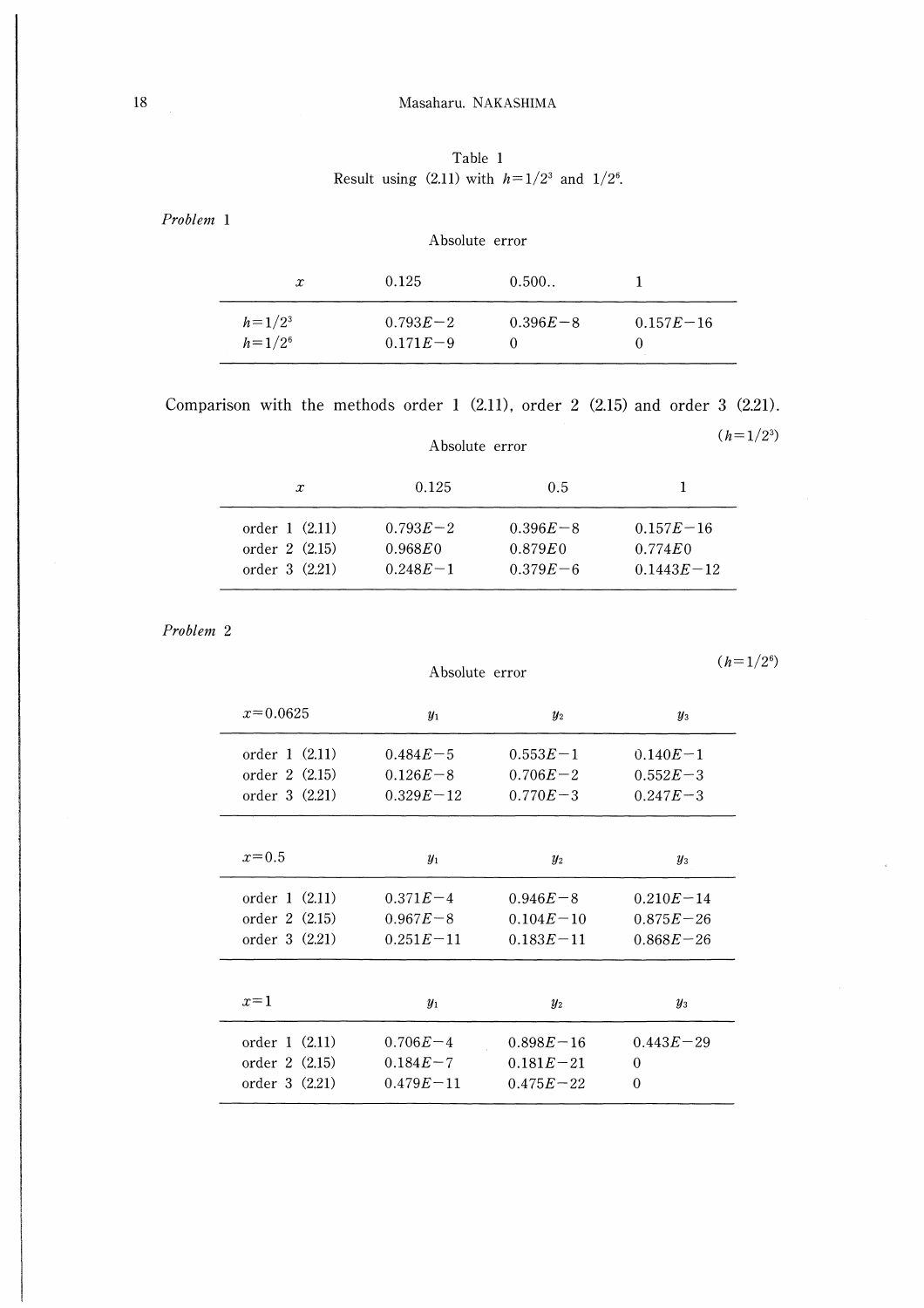Table 1

Result using (2.11) with $h=1/2^3$ and $1/2^6$.

*Problem* 1

Absolute error

| $x$ | 0.125 | 0.500.. | 1 |
|---|---|---|---|
| $h=1/2^3$ | $0.793E-2$ | $0.396E-8$ | $0.157E-16$ |
| $h=1/2^6$ | $0.171E-9$ | 0 | 0 |

Comparison with the methods order 1 (2.11), order 2 (2.15) and order 3 (2.21).

$(h=1/2^3)$

Absolute error

| $x$ | 0.125 | 0.5 | 1 |
|---|---|---|---|
| order 1 (2.11) | $0.793E-2$ | $0.396E-8$ | $0.157E-16$ |
| order 2 (2.15) | $0.968E0$ | $0.879E0$ | $0.774E0$ |
| order 3 (2.21) | $0.248E-1$ | $0.379E-6$ | $0.1443E-12$ |

*Problem* 2

$(h=1/2^6)$

Absolute error

| $x=0.0625$ | $y_1$ | $y_2$ | $y_3$ |
|---|---|---|---|
| order 1 (2.11) | $0.484E-5$ | $0.553E-1$ | $0.140E-1$ |
| order 2 (2.15) | $0.126E-8$ | $0.706E-2$ | $0.552E-3$ |
| order 3 (2.21) | $0.329E-12$ | $0.770E-3$ | $0.247E-3$ |

| $x=0.5$ | $y_1$ | $y_2$ | $y_3$ |
|---|---|---|---|
| order 1 (2.11) | $0.371E-4$ | $0.946E-8$ | $0.210E-14$ |
| order 2 (2.15) | $0.967E-8$ | $0.104E-10$ | $0.875E-26$ |
| order 3 (2.21) | $0.251E-11$ | $0.183E-11$ | $0.868E-26$ |

| $x=1$ | $y_1$ | $y_2$ | $y_3$ |
|---|---|---|---|
| order 1 (2.11) | $0.706E-4$ | $0.898E-16$ | $0.443E-29$ |
| order 2 (2.15) | $0.184E-7$ | $0.181E-21$ | 0 |
| order 3 (2.21) | $0.479E-11$ | $0.475E-22$ | 0 |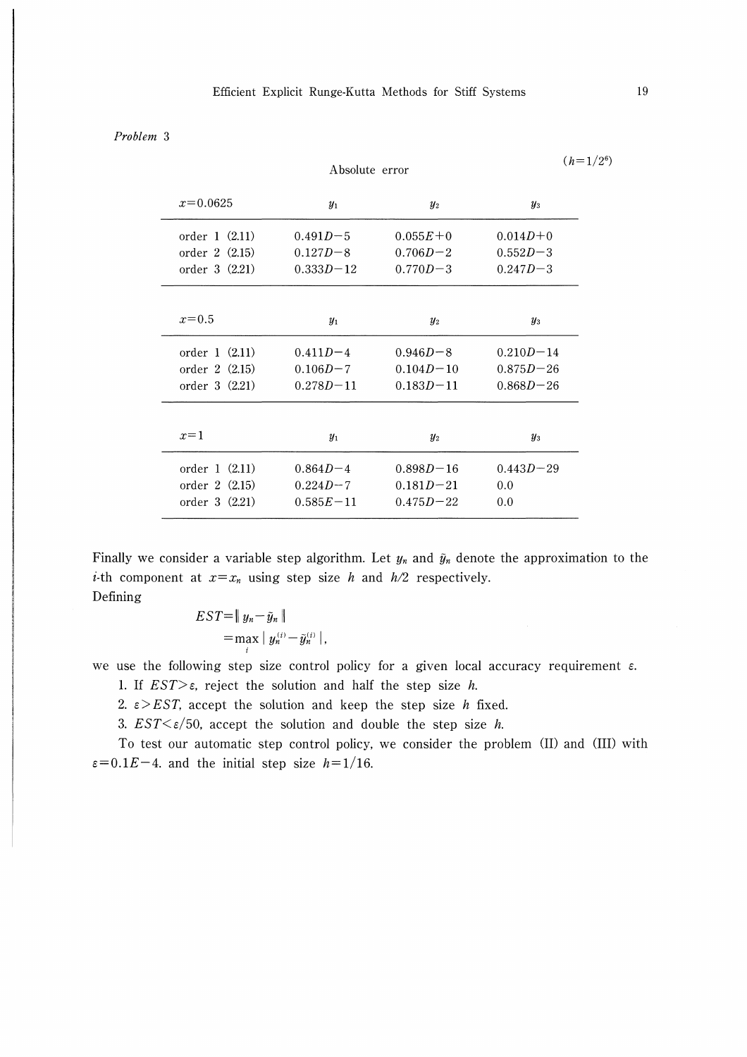*Problem* 3

Absolute error $(h=1/2^6)$

| $x=0.0625$ | $y_1$ | $y_2$ | $y_3$ |
|---|---|---|---|
| order 1 (2.11) | $0.491D-5$ | $0.055E+0$ | $0.014D+0$ |
| order 2 (2.15) | $0.127D-8$ | $0.706D-2$ | $0.552D-3$ |
| order 3 (2.21) | $0.333D-12$ | $0.770D-3$ | $0.247D-3$ |

| $x=0.5$ | $y_1$ | $y_2$ | $y_3$ |
|---|---|---|---|
| order 1 (2.11) | $0.411D-4$ | $0.946D-8$ | $0.210D-14$ |
| order 2 (2.15) | $0.106D-7$ | $0.104D-10$ | $0.875D-26$ |
| order 3 (2.21) | $0.278D-11$ | $0.183D-11$ | $0.868D-26$ |

| $x=1$ | $y_1$ | $y_2$ | $y_3$ |
|---|---|---|---|
| order 1 (2.11) | $0.864D-4$ | $0.898D-16$ | $0.443D-29$ |
| order 2 (2.15) | $0.224D-7$ | $0.181D-21$ | $0.0$ |
| order 3 (2.21) | $0.585E-11$ | $0.475D-22$ | $0.0$ |

Finally we consider a variable step algorithm. Let $y_n$ and $\tilde{y}_n$ denote the approximation to the $i$-th component at $x=x_n$ using step size $h$ and $h/2$ respectively.
Defining

$$EST=\| y_n-\tilde{y}_n \|$$
$$=\max_i | y_n^{(i)}-\tilde{y}_n^{(i)} |,$$

we use the following step size control policy for a given local accuracy requirement $\varepsilon$.

1. If $EST>\varepsilon$, reject the solution and half the step size $h$.
2. $\varepsilon>EST$, accept the solution and keep the step size $h$ fixed.
3. $EST<\varepsilon/50$, accept the solution and double the step size $h$.

To test our automatic step control policy, we consider the problem (II) and (III) with $\varepsilon=0.1E-4$. and the initial step size $h=1/16$.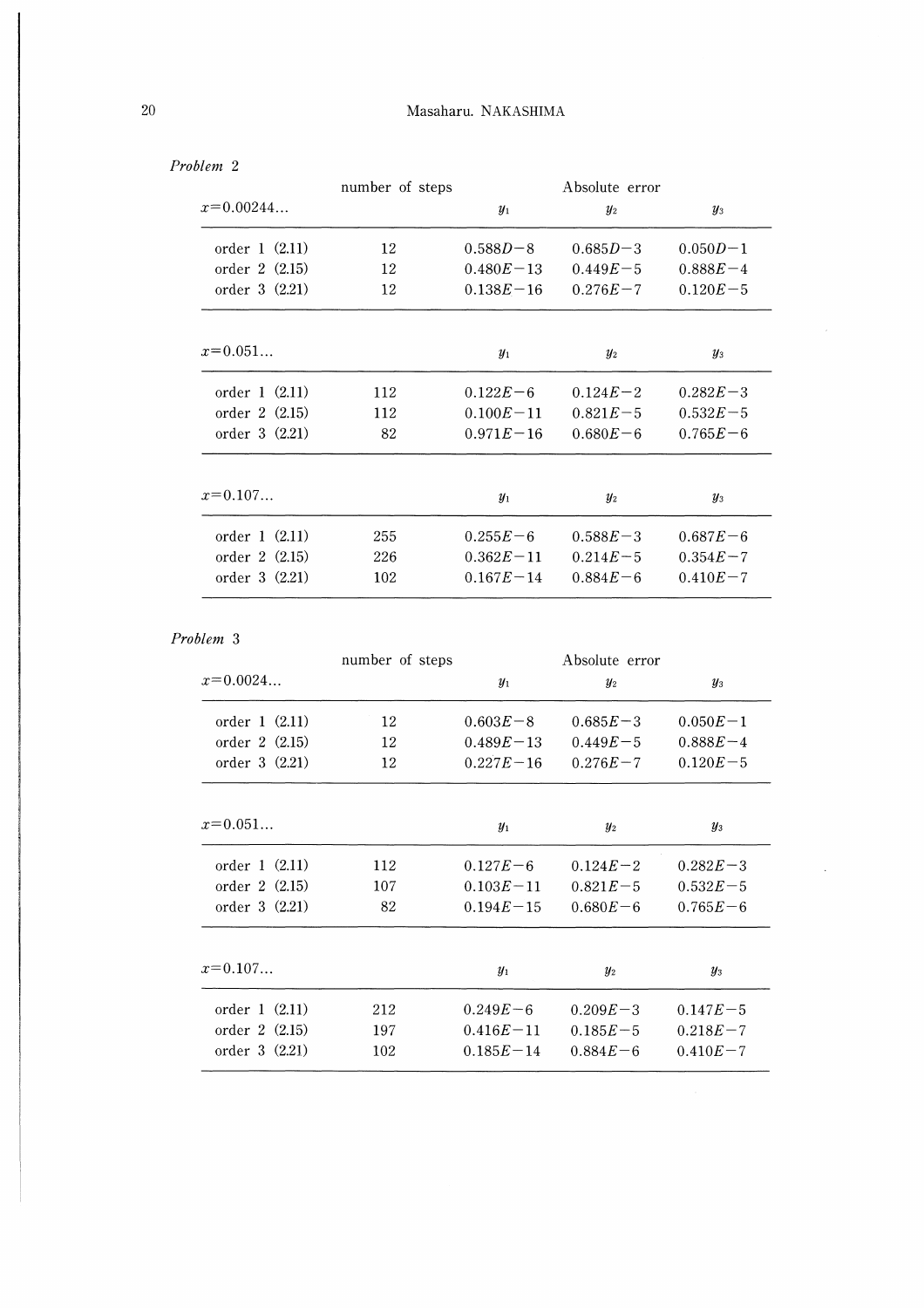*Problem* 2

| $x$=0.00244... | number of steps | Absolute error $y_1$ | $y_2$ | $y_3$ |
|---|---|---|---|---|
| order 1 (2.11) | 12 | $0.588D-8$ | $0.685D-3$ | $0.050D-1$ |
| order 2 (2.15) | 12 | $0.480E-13$ | $0.449E-5$ | $0.888E-4$ |
| order 3 (2.21) | 12 | $0.138E-16$ | $0.276E-7$ | $0.120E-5$ |

| $x$=0.051... | | $y_1$ | $y_2$ | $y_3$ |
|---|---|---|---|---|
| order 1 (2.11) | 112 | $0.122E-6$ | $0.124E-2$ | $0.282E-3$ |
| order 2 (2.15) | 112 | $0.100E-11$ | $0.821E-5$ | $0.532E-5$ |
| order 3 (2.21) | 82 | $0.971E-16$ | $0.680E-6$ | $0.765E-6$ |

| $x$=0.107... | | $y_1$ | $y_2$ | $y_3$ |
|---|---|---|---|---|
| order 1 (2.11) | 255 | $0.255E-6$ | $0.588E-3$ | $0.687E-6$ |
| order 2 (2.15) | 226 | $0.362E-11$ | $0.214E-5$ | $0.354E-7$ |
| order 3 (2.21) | 102 | $0.167E-14$ | $0.884E-6$ | $0.410E-7$ |

*Problem* 3

| $x$=0.0024... | number of steps | Absolute error $y_1$ | $y_2$ | $y_3$ |
|---|---|---|---|---|
| order 1 (2.11) | 12 | $0.603E-8$ | $0.685E-3$ | $0.050E-1$ |
| order 2 (2.15) | 12 | $0.489E-13$ | $0.449E-5$ | $0.888E-4$ |
| order 3 (2.21) | 12 | $0.227E-16$ | $0.276E-7$ | $0.120E-5$ |

| $x$=0.051... | | $y_1$ | $y_2$ | $y_3$ |
|---|---|---|---|---|
| order 1 (2.11) | 112 | $0.127E-6$ | $0.124E-2$ | $0.282E-3$ |
| order 2 (2.15) | 107 | $0.103E-11$ | $0.821E-5$ | $0.532E-5$ |
| order 3 (2.21) | 82 | $0.194E-15$ | $0.680E-6$ | $0.765E-6$ |

| $x$=0.107... | | $y_1$ | $y_2$ | $y_3$ |
|---|---|---|---|---|
| order 1 (2.11) | 212 | $0.249E-6$ | $0.209E-3$ | $0.147E-5$ |
| order 2 (2.15) | 197 | $0.416E-11$ | $0.185E-5$ | $0.218E-7$ |
| order 3 (2.21) | 102 | $0.185E-14$ | $0.884E-6$ | $0.410E-7$ |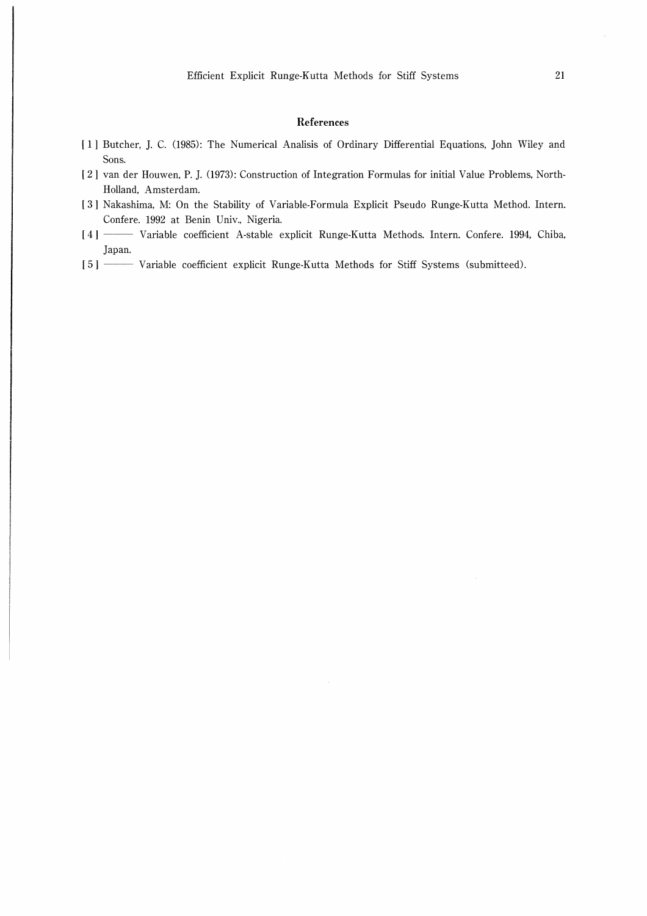## References

[1] Butcher, J. C. (1985): The Numerical Analisis of Ordinary Differential Equations, John Wiley and Sons.

[2] van der Houwen, P. J. (1973): Construction of Integration Formulas for initial Value Problems, North-Holland, Amsterdam.

[3] Nakashima, M: On the Stability of Variable-Formula Explicit Pseudo Runge-Kutta Method. Intern. Confere. 1992 at Benin Univ., Nigeria.

[4] ——— Variable coefficient A-stable explicit Runge-Kutta Methods. Intern. Confere. 1994, Chiba, Japan.

[5] ——— Variable coefficient explicit Runge-Kutta Methods for Stiff Systems (submitteed).